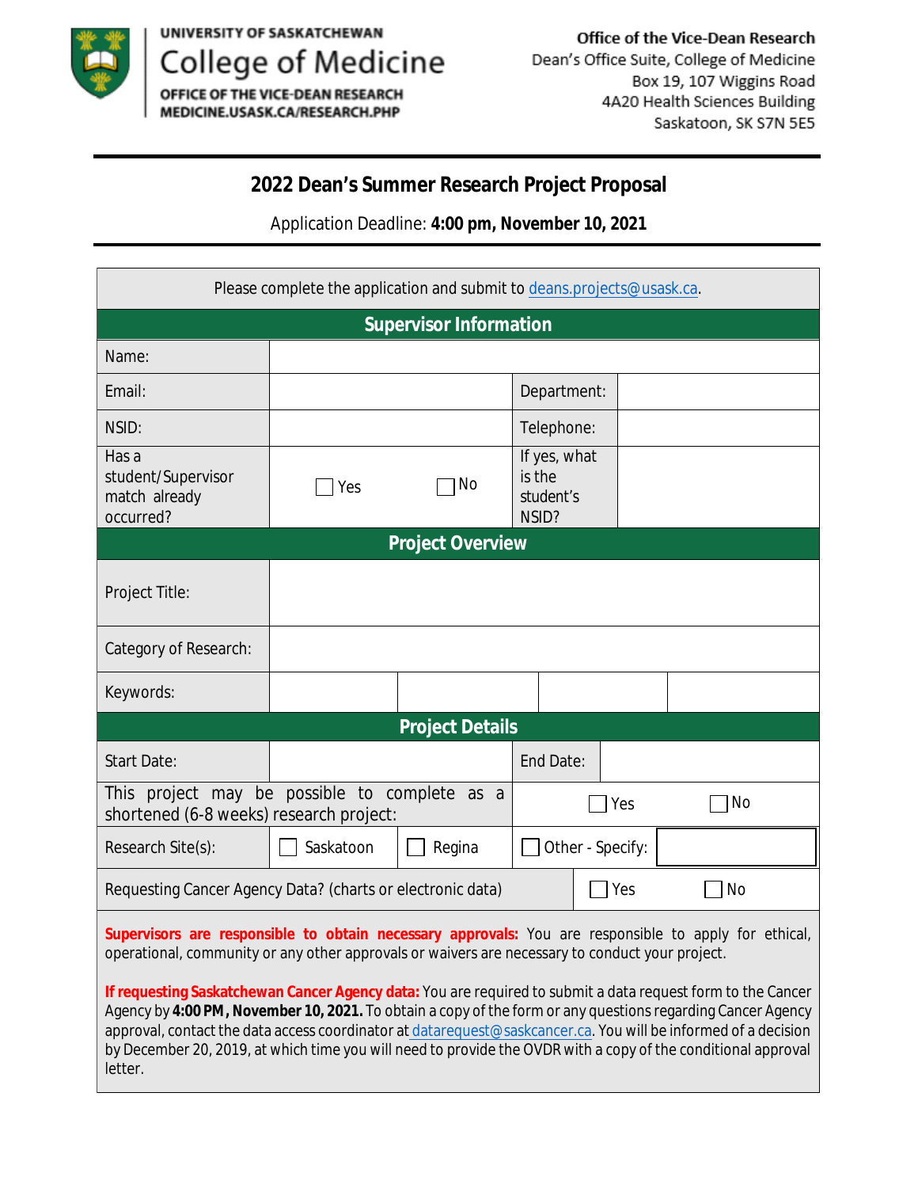UNIVERSITY OF SASKATCHEWAN
# College of Medicine
OFFICE OF THE VICE-DEAN RESEARCH
MEDICINE.USASK.CA/RESEARCH.PHP

**Office of the Vice-Dean Research**
Dean's Office Suite, College of Medicine
Box 19, 107 Wiggins Road
4A20 Health Sciences Building
Saskatoon, SK S7N 5E5

---

## 2022 Dean's Summer Research Project Proposal

Application Deadline: **4:00 pm, November 10, 2021**

---

Please complete the application and submit to deans.projects@usask.ca.

### Supervisor Information

| | | | |
|---|---|---|---|
| Name: | | | |
| Email: | | Department: | |
| NSID: | | Telephone: | |
| Has a student/Supervisor match already occurred? | ☐ Yes ☐ No | If yes, what is the student's NSID? | |

### Project Overview

| | | | | |
|---|---|---|---|---|
| Project Title: | | | | |
| Category of Research: | | | | |
| Keywords: | | | | |

### Project Details

| | | | |
|---|---|---|---|
| Start Date: | | End Date: | |
| This project may be possible to complete as a shortened (6-8 weeks) research project: | | ☐ Yes ☐ No | |
| Research Site(s): | ☐ Saskatoon | ☐ Regina | ☐ Other - Specify: |
| Requesting Cancer Agency Data? (charts or electronic data) | | ☐ Yes ☐ No | |

**Supervisors are responsible to obtain necessary approvals:** You are responsible to apply for ethical, operational, community or any other approvals or waivers are necessary to conduct your project.

**If requesting Saskatchewan Cancer Agency data:** You are required to submit a data request form to the Cancer Agency by **4:00 PM, November 10, 2021.** To obtain a copy of the form or any questions regarding Cancer Agency approval, contact the data access coordinator at datarequest@saskcancer.ca. You will be informed of a decision by December 20, 2019, at which time you will need to provide the OVDR with a copy of the conditional approval letter.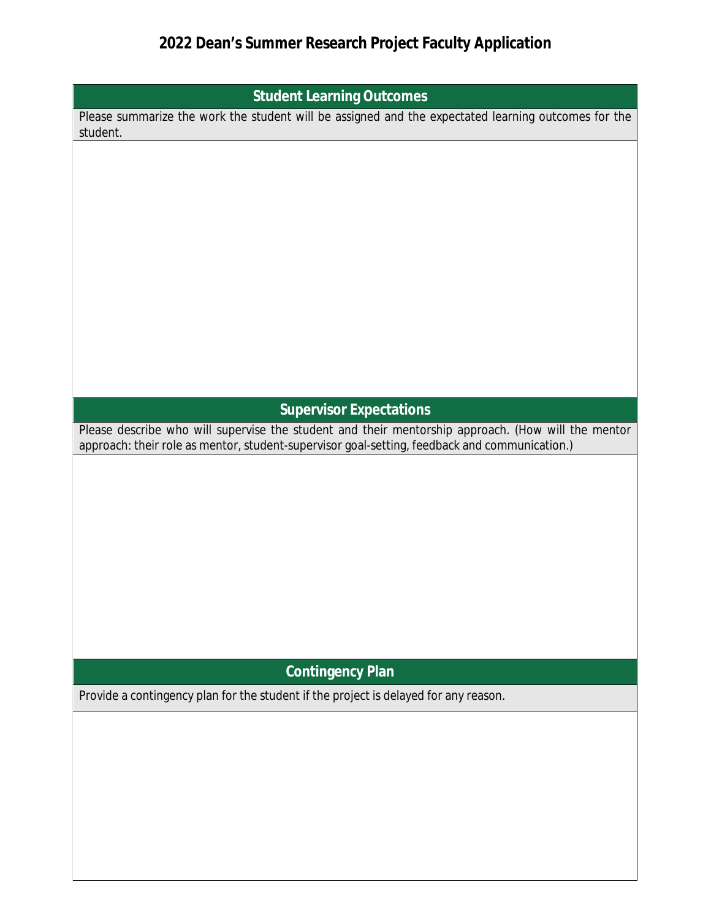# 2022 Dean's Summer Research Project Faculty Application

## Student Learning Outcomes

Please summarize the work the student will be assigned and the expectated learning outcomes for the student.

## Supervisor Expectations

Please describe who will supervise the student and their mentorship approach. (How will the mentor approach: their role as mentor, student-supervisor goal-setting, feedback and communication.)

## Contingency Plan

Provide a contingency plan for the student if the project is delayed for any reason.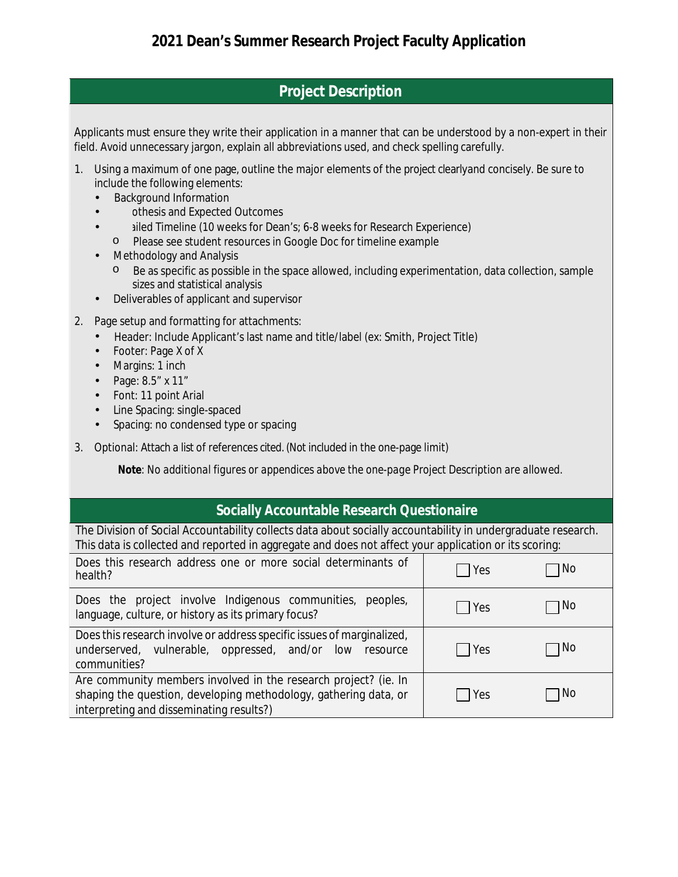# 2021 Dean's Summer Research Project Faculty Application

## Project Description

Applicants must ensure they write their application in a manner that can be understood by a non-expert in their field. Avoid unnecessary jargon, explain all abbreviations used, and check spelling carefully.

1. Using a maximum of one page, outline the major elements of the project clearlyand concisely. Be sure to include the following elements:
   - Background Information
   - othesis and Expected Outcomes
   - ailed Timeline (10 weeks for Dean's; 6-8 weeks for Research Experience)
     - Please see student resources in Google Doc for timeline example
   - Methodology and Analysis
     - Be as specific as possible in the space allowed, including experimentation, data collection, sample sizes and statistical analysis
   - Deliverables of applicant and supervisor

2. Page setup and formatting for attachments:
   - Header: Include Applicant's last name and title/label (ex: Smith, Project Title)
   - Footer: Page X of X
   - Margins: 1 inch
   - Page: 8.5" x 11"
   - Font: 11 point Arial
   - Line Spacing: single-spaced
   - Spacing: no condensed type or spacing

3. Optional: Attach a list of references cited. (Not included in the one-page limit)

*__Note__: No additional figures or appendices above the one-page Project Description are allowed.*

## Socially Accountable Research Questionaire

The Division of Social Accountability collects data about socially accountability in undergraduate research. This data is collected and reported in aggregate and does not affect your application or its scoring:

| Question | | |
|---|---|---|
| Does this research address one or more social determinants of health? | ☐ Yes | ☐ No |
| Does the project involve Indigenous communities, peoples, language, culture, or history as its primary focus? | ☐ Yes | ☐ No |
| Does this research involve or address specific issues of marginalized, underserved, vulnerable, oppressed, and/or low resource communities? | ☐ Yes | ☐ No |
| Are community members involved in the research project? (ie. In shaping the question, developing methodology, gathering data, or interpreting and disseminating results?) | ☐ Yes | ☐ No |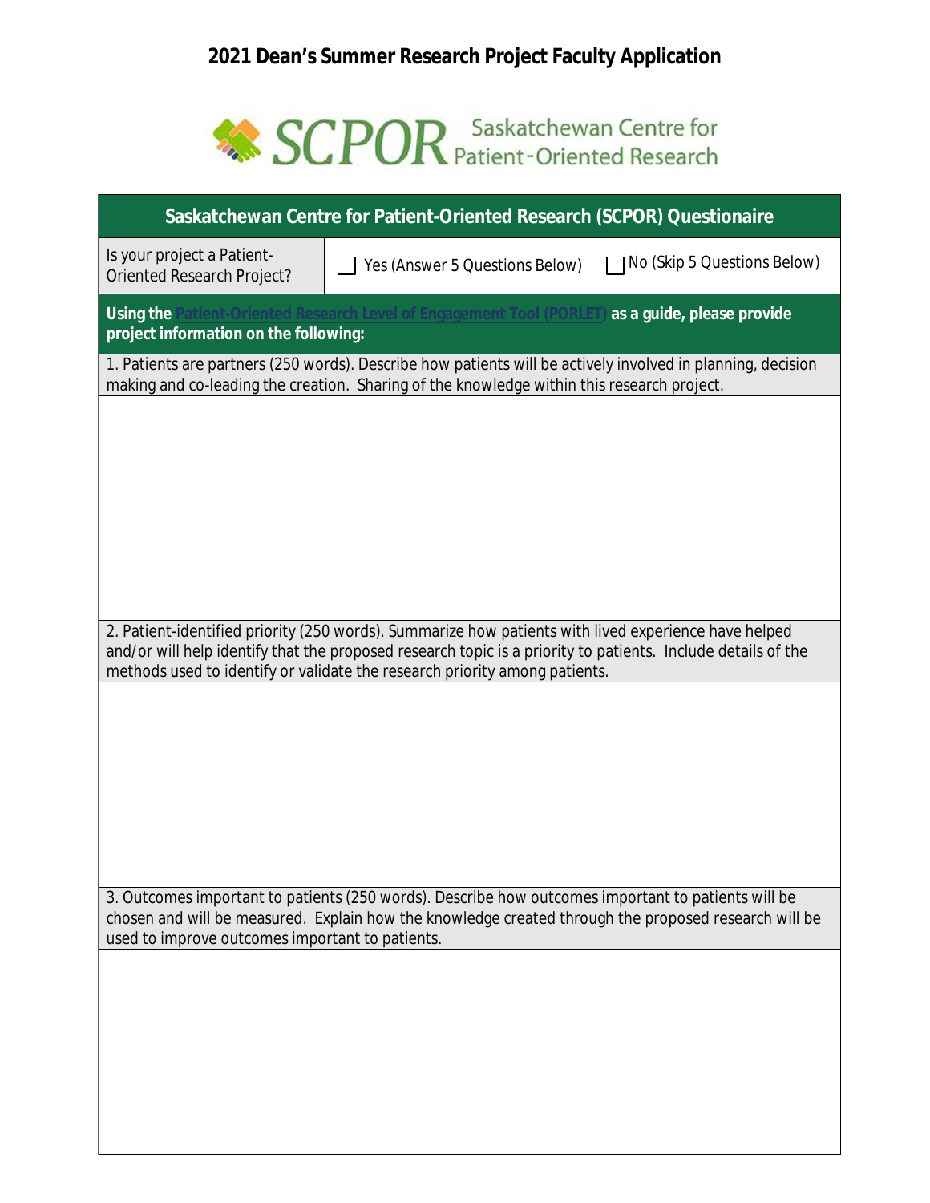# 2021 Dean's Summer Research Project Faculty Application

SCPOR Saskatchewan Centre for Patient-Oriented Research

| Saskatchewan Centre for Patient-Oriented Research (SCPOR) Questionaire | | |
|---|---|---|
| Is your project a Patient-Oriented Research Project? | ☐ Yes (Answer 5 Questions Below) | ☐ No (Skip 5 Questions Below) |

**Using the Patient-Oriented Research Level of Engagement Tool (PORLET) as a guide, please provide project information on the following:**

1. Patients are partners (250 words). Describe how patients will be actively involved in planning, decision making and co-leading the creation. Sharing of the knowledge within this research project.

2. Patient-identified priority (250 words). Summarize how patients with lived experience have helped and/or will help identify that the proposed research topic is a priority to patients. Include details of the methods used to identify or validate the research priority among patients.

3. Outcomes important to patients (250 words). Describe how outcomes important to patients will be chosen and will be measured. Explain how the knowledge created through the proposed research will be used to improve outcomes important to patients.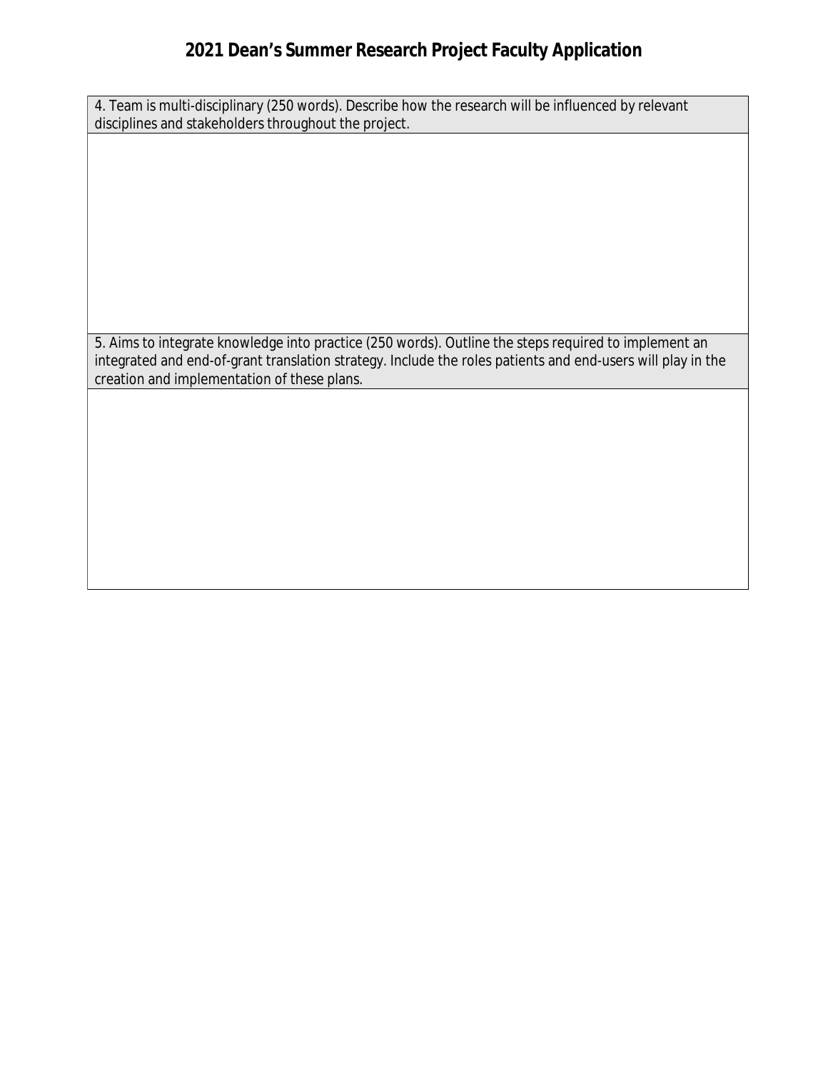# 2021 Dean's Summer Research Project Faculty Application

| 4. Team is multi-disciplinary (250 words). Describe how the research will be influenced by relevant disciplines and stakeholders throughout the project. |
| --- |
| |
| 5. Aims to integrate knowledge into practice (250 words). Outline the steps required to implement an integrated and end-of-grant translation strategy. Include the roles patients and end-users will play in the creation and implementation of these plans. |
| |